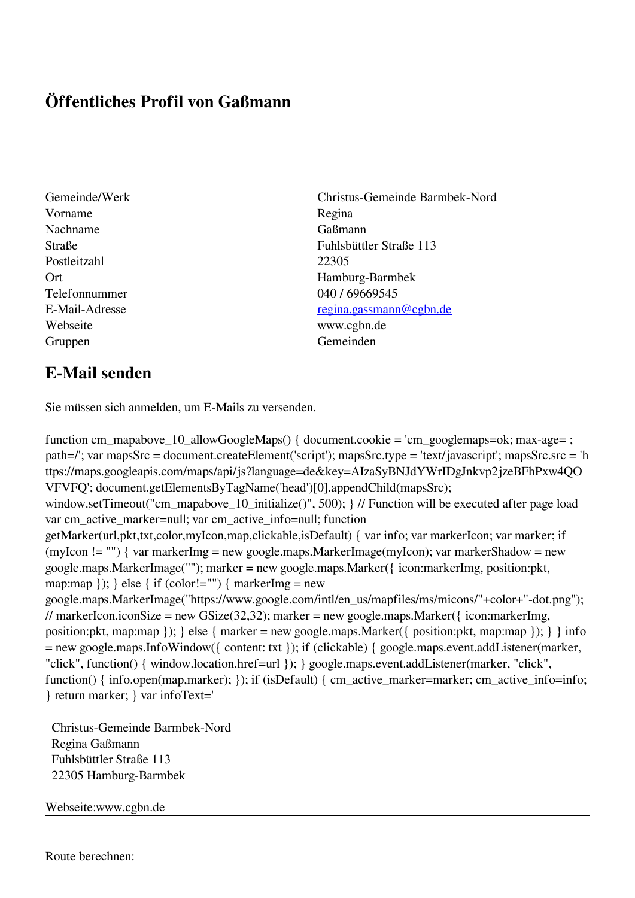# Öffentliches Profil von Gaßmann

| | |
|---|---|
| Gemeinde/Werk | Christus-Gemeinde Barmbek-Nord |
| Vorname | Regina |
| Nachname | Gaßmann |
| Straße | Fuhlsbüttler Straße 113 |
| Postleitzahl | 22305 |
| Ort | Hamburg-Barmbek |
| Telefonnummer | 040 / 69669545 |
| E-Mail-Adresse | regina.gassmann@cgbn.de |
| Webseite | www.cgbn.de |
| Gruppen | Gemeinden |

## E-Mail senden

Sie müssen sich anmelden, um E-Mails zu versenden.

```
function cm_mapabove_10_allowGoogleMaps() { document.cookie = 'cm_googlemaps=ok; max-age= ; path=/'; var mapsSrc = document.createElement('script'); mapsSrc.type = 'text/javascript'; mapsSrc.src = 'https://maps.googleapis.com/maps/api/js?language=de&key=AIzaSyBNJdYWrIDgJnkvp2jzeBFhPxw4QOVFVFQ'; document.getElementsByTagName('head')[0].appendChild(mapsSrc); window.setTimeout("cm_mapabove_10_initialize()", 500); } // Function will be executed after page load var cm_active_marker=null; var cm_active_info=null; function getMarker(url,pkt,txt,color,myIcon,map,clickable,isDefault) { var info; var markerIcon; var marker; if (myIcon != "") { var markerImg = new google.maps.MarkerImage(myIcon); var markerShadow = new google.maps.MarkerImage(""); marker = new google.maps.Marker({ icon:markerImg, position:pkt, map:map }); } else { if (color!="") { markerImg = new google.maps.MarkerImage("https://www.google.com/intl/en_us/mapfiles/ms/micons/"+color+"-dot.png"); // markerIcon.iconSize = new GSize(32,32); marker = new google.maps.Marker({ icon:markerImg, position:pkt, map:map }); } else { marker = new google.maps.Marker({ position:pkt, map:map }); } } info = new google.maps.InfoWindow({ content: txt }); if (clickable) { google.maps.event.addListener(marker, "click", function() { window.location.href=url }); } google.maps.event.addListener(marker, "click", function() { info.open(map,marker); }); if (isDefault) { cm_active_marker=marker; cm_active_info=info; } return marker; } var infoText='
```

Christus-Gemeinde Barmbek-Nord
Regina Gaßmann
Fuhlsbüttler Straße 113
22305 Hamburg-Barmbek

Webseite:www.cgbn.de

---

Route berechnen: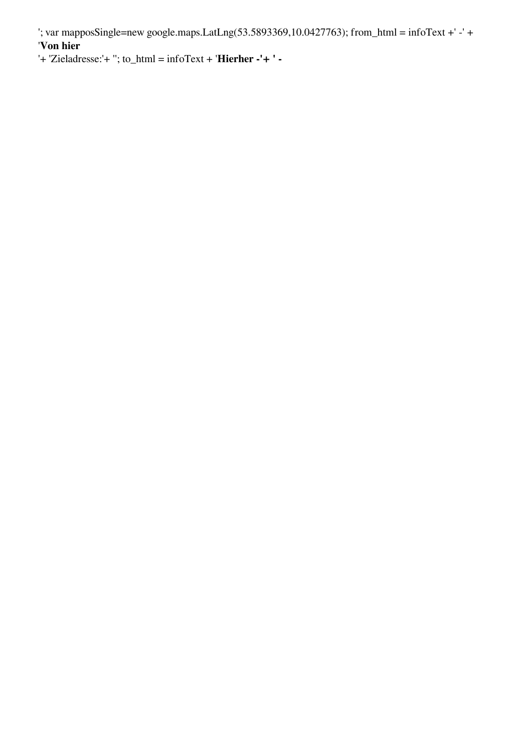'; var mapposSingle=new google.maps.LatLng(53.5893369,10.0427763); from_html = infoText +' -' +
'**Von hier**
'+ 'Zieladresse:'+ ''; to_html = infoText + '**Hierher -'+ ' -**